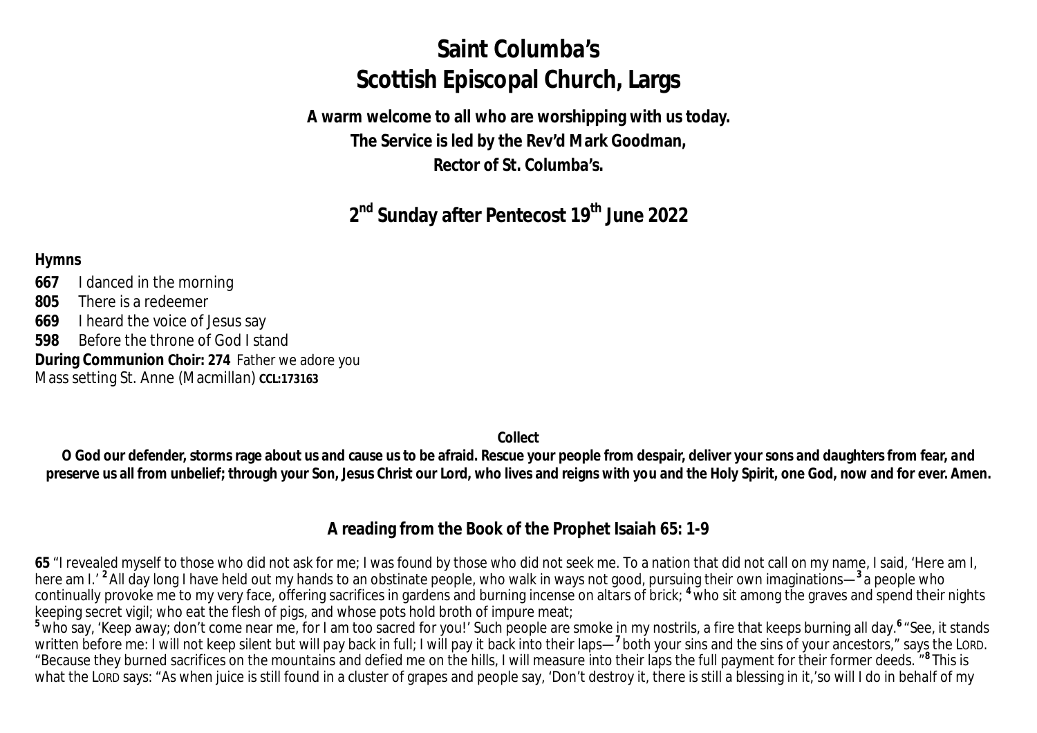# Saint Columba's
# Scottish Episcopal Church, Largs

**A warm welcome to all who are worshipping with us today.**
**The Service is led by the Rev'd Mark Goodman,**
**Rector of St. Columba's.**

## 2nd Sunday after Pentecost 19th June 2022

**Hymns**

**667** I danced in the morning
**805** There is a redeemer
**669** I heard the voice of Jesus say
**598** Before the throne of God I stand
**During Communion Choir: 274** Father we adore you
Mass setting St. Anne (Macmillan) **CCL:173163**

**Collect**

**O God our defender, storms rage about us and cause us to be afraid. Rescue your people from despair, deliver your sons and daughters from fear, and preserve us all from unbelief; through your Son, Jesus Christ our Lord, who lives and reigns with you and the Holy Spirit, one God, now and for ever. Amen.**

### A reading from the Book of the Prophet Isaiah 65: 1-9

**65** "I revealed myself to those who did not ask for me; I was found by those who did not seek me. To a nation that did not call on my name, I said, 'Here am I, here am I.' **2** All day long I have held out my hands to an obstinate people, who walk in ways not good, pursuing their own imaginations— **3** a people who continually provoke me to my very face, offering sacrifices in gardens and burning incense on altars of brick; **4** who sit among the graves and spend their nights keeping secret vigil; who eat the flesh of pigs, and whose pots hold broth of impure meat;
**5** who say, 'Keep away; don't come near me, for I am too sacred for you!' Such people are smoke in my nostrils, a fire that keeps burning all day. **6** "See, it stands written before me: I will not keep silent but will pay back in full; I will pay it back into their laps— **7** both your sins and the sins of your ancestors," says the LORD. "Because they burned sacrifices on the mountains and defied me on the hills, I will measure into their laps the full payment for their former deeds. " **8** This is what the LORD says: "As when juice is still found in a cluster of grapes and people say, 'Don't destroy it, there is still a blessing in it,'so will I do in behalf of my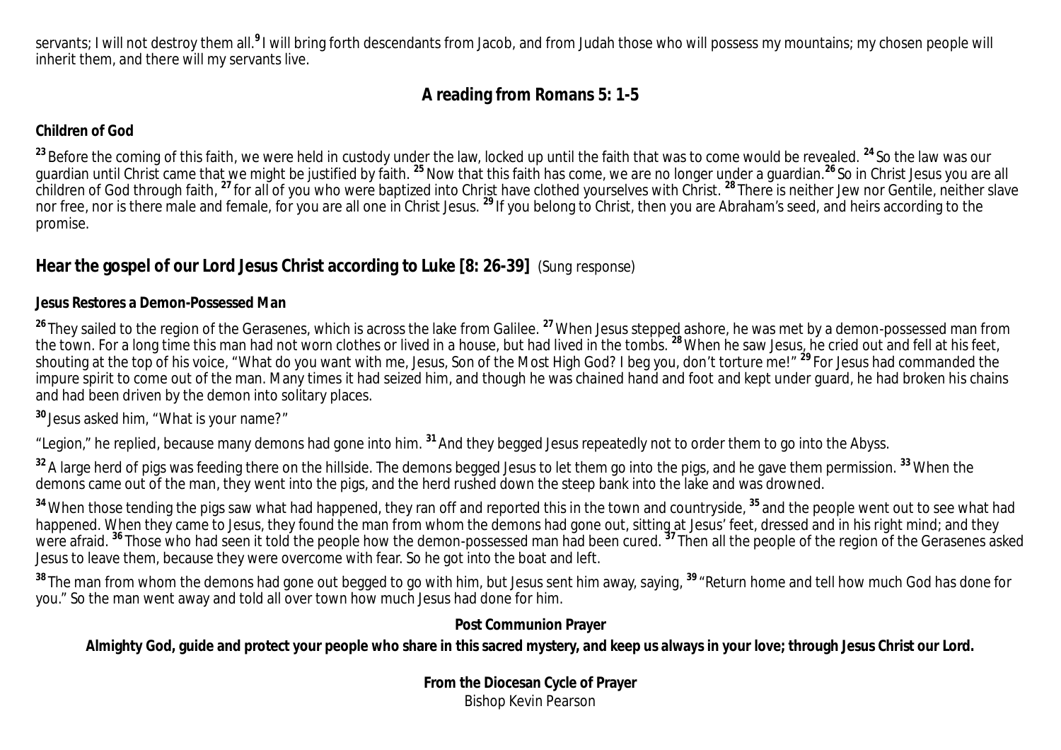servants; I will not destroy them all.[9] I will bring forth descendants from Jacob, and from Judah those who will possess my mountains; my chosen people will inherit them, and there will my servants live.

## A reading from Romans 5: 1-5

**Children of God**

[23] Before the coming of this faith, we were held in custody under the law, locked up until the faith that was to come would be revealed. [24] So the law was our guardian until Christ came that we might be justified by faith. [25] Now that this faith has come, we are no longer under a guardian.[26] So in Christ Jesus you are all children of God through faith, [27] for all of you who were baptized into Christ have clothed yourselves with Christ. [28] There is neither Jew nor Gentile, neither slave nor free, nor is there male and female, for you are all one in Christ Jesus. [29] If you belong to Christ, then you are Abraham's seed, and heirs according to the promise.

## Hear the gospel of our Lord Jesus Christ according to Luke [8: 26-39] (Sung response)

**Jesus Restores a Demon-Possessed Man**

[26] They sailed to the region of the Gerasenes, which is across the lake from Galilee. [27] When Jesus stepped ashore, he was met by a demon-possessed man from the town. For a long time this man had not worn clothes or lived in a house, but had lived in the tombs. [28] When he saw Jesus, he cried out and fell at his feet, shouting at the top of his voice, "What do you want with me, Jesus, Son of the Most High God? I beg you, don't torture me!" [29] For Jesus had commanded the impure spirit to come out of the man. Many times it had seized him, and though he was chained hand and foot and kept under guard, he had broken his chains and had been driven by the demon into solitary places.

[30] Jesus asked him, "What is your name?"

"Legion," he replied, because many demons had gone into him. [31] And they begged Jesus repeatedly not to order them to go into the Abyss.

[32] A large herd of pigs was feeding there on the hillside. The demons begged Jesus to let them go into the pigs, and he gave them permission. [33] When the demons came out of the man, they went into the pigs, and the herd rushed down the steep bank into the lake and was drowned.

[34] When those tending the pigs saw what had happened, they ran off and reported this in the town and countryside, [35] and the people went out to see what had happened. When they came to Jesus, they found the man from whom the demons had gone out, sitting at Jesus' feet, dressed and in his right mind; and they were afraid. [36] Those who had seen it told the people how the demon-possessed man had been cured. [37] Then all the people of the region of the Gerasenes asked Jesus to leave them, because they were overcome with fear. So he got into the boat and left.

[38] The man from whom the demons had gone out begged to go with him, but Jesus sent him away, saying, [39] "Return home and tell how much God has done for you." So the man went away and told all over town how much Jesus had done for him.

**Post Communion Prayer**

**Almighty God, guide and protect your people who share in this sacred mystery, and keep us always in your love; through Jesus Christ our Lord.**

**From the Diocesan Cycle of Prayer**

Bishop Kevin Pearson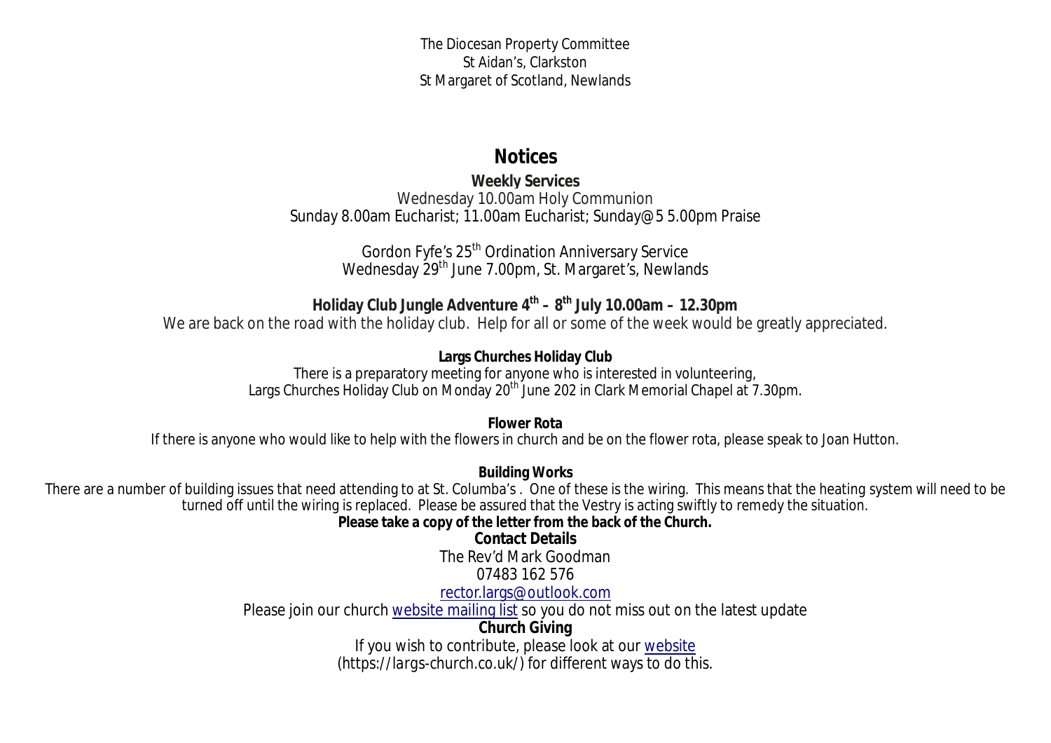The Diocesan Property Committee
St Aidan's, Clarkston
St Margaret of Scotland, Newlands

## Notices

**Weekly Services**

Wednesday 10.00am Holy Communion
Sunday 8.00am Eucharist; 11.00am Eucharist; Sunday@5 5.00pm Praise

Gordon Fyfe's 25th Ordination Anniversary Service
Wednesday 29th June 7.00pm, St. Margaret's, Newlands

**Holiday Club Jungle Adventure 4th – 8th July 10.00am – 12.30pm**

We are back on the road with the holiday club. Help for all or some of the week would be greatly appreciated.

**Largs Churches Holiday Club**

There is a preparatory meeting for anyone who is interested in volunteering,
Largs Churches Holiday Club on Monday 20th June 202 in Clark Memorial Chapel at 7.30pm.

**Flower Rota**

If there is anyone who would like to help with the flowers in church and be on the flower rota, please speak to Joan Hutton.

**Building Works**

There are a number of building issues that need attending to at St. Columba's . One of these is the wiring. This means that the heating system will need to be turned off until the wiring is replaced. Please be assured that the Vestry is acting swiftly to remedy the situation.

**Please take a copy of the letter from the back of the Church.**

**Contact Details**

The Rev'd Mark Goodman
07483 162 576
rector.largs@outlook.com

Please join our church website mailing list so you do not miss out on the latest update

**Church Giving**

If you wish to contribute, please look at our website
(https://largs-church.co.uk/) for different ways to do this.